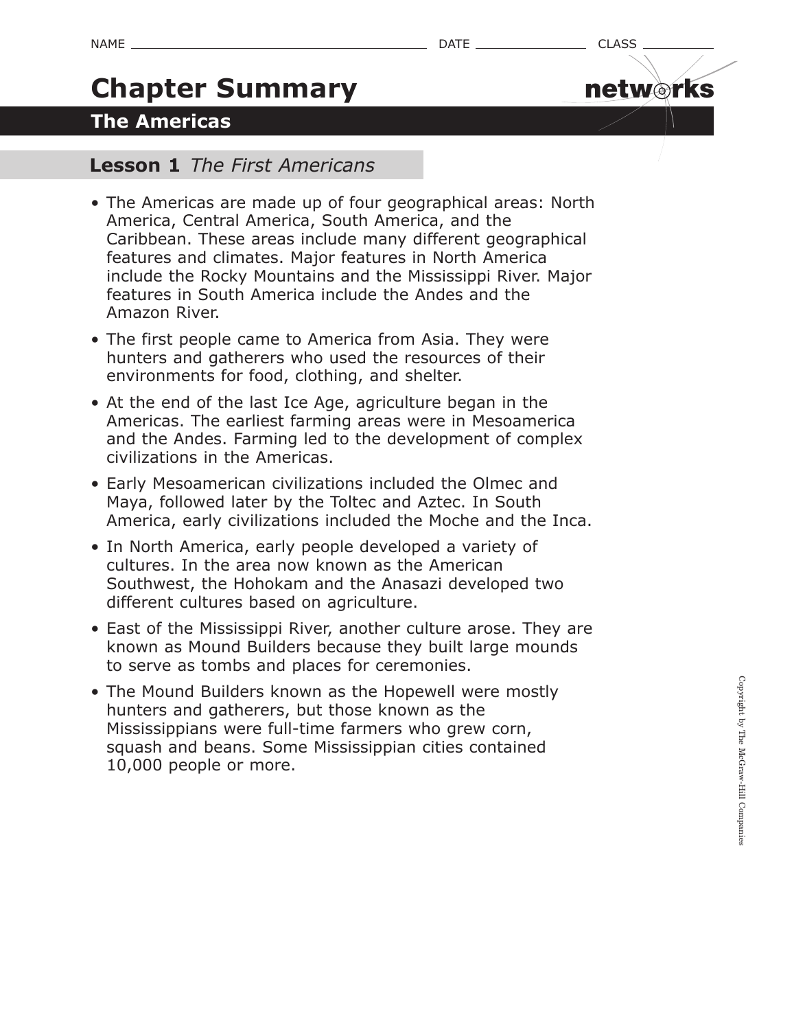NAME ______________________ DATE ____________ CLASS __________

# Chapter Summary

## The Americas

### Lesson 1 *The First Americans*

- The Americas are made up of four geographical areas: North America, Central America, South America, and the Caribbean. These areas include many different geographical features and climates. Major features in North America include the Rocky Mountains and the Mississippi River. Major features in South America include the Andes and the Amazon River.
- The first people came to America from Asia. They were hunters and gatherers who used the resources of their environments for food, clothing, and shelter.
- At the end of the last Ice Age, agriculture began in the Americas. The earliest farming areas were in Mesoamerica and the Andes. Farming led to the development of complex civilizations in the Americas.
- Early Mesoamerican civilizations included the Olmec and Maya, followed later by the Toltec and Aztec. In South America, early civilizations included the Moche and the Inca.
- In North America, early people developed a variety of cultures. In the area now known as the American Southwest, the Hohokam and the Anasazi developed two different cultures based on agriculture.
- East of the Mississippi River, another culture arose. They are known as Mound Builders because they built large mounds to serve as tombs and places for ceremonies.
- The Mound Builders known as the Hopewell were mostly hunters and gatherers, but those known as the Mississippians were full-time farmers who grew corn, squash and beans. Some Mississippian cities contained 10,000 people or more.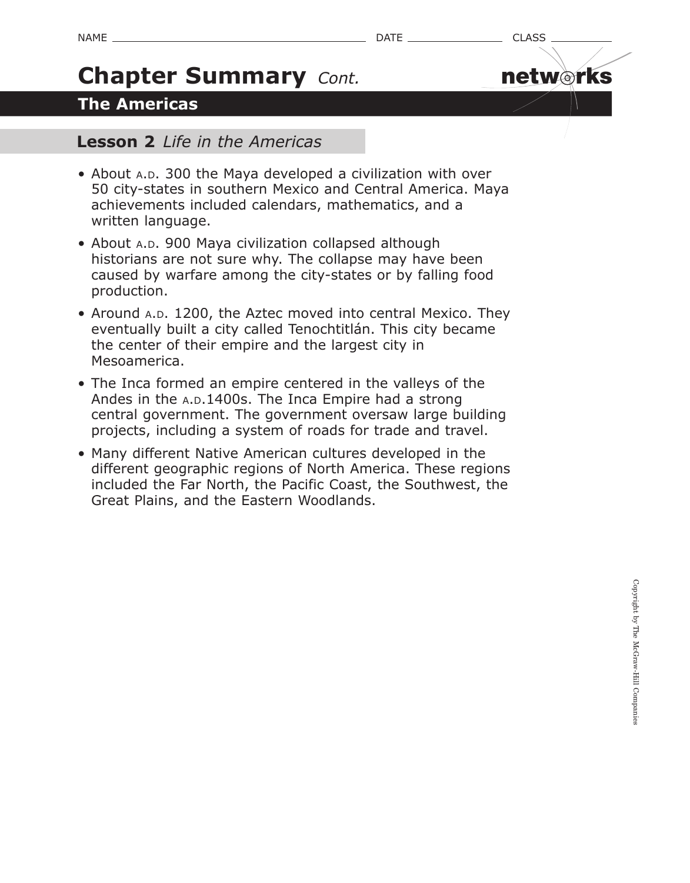# Chapter Summary *Cont.*

## The Americas

### **Lesson 2** *Life in the Americas*

- About A.D. 300 the Maya developed a civilization with over 50 city-states in southern Mexico and Central America. Maya achievements included calendars, mathematics, and a written language.
- About A.D. 900 Maya civilization collapsed although historians are not sure why. The collapse may have been caused by warfare among the city-states or by falling food production.
- Around A.D. 1200, the Aztec moved into central Mexico. They eventually built a city called Tenochtitlán. This city became the center of their empire and the largest city in Mesoamerica.
- The Inca formed an empire centered in the valleys of the Andes in the A.D.1400s. The Inca Empire had a strong central government. The government oversaw large building projects, including a system of roads for trade and travel.
- Many different Native American cultures developed in the different geographic regions of North America. These regions included the Far North, the Pacific Coast, the Southwest, the Great Plains, and the Eastern Woodlands.